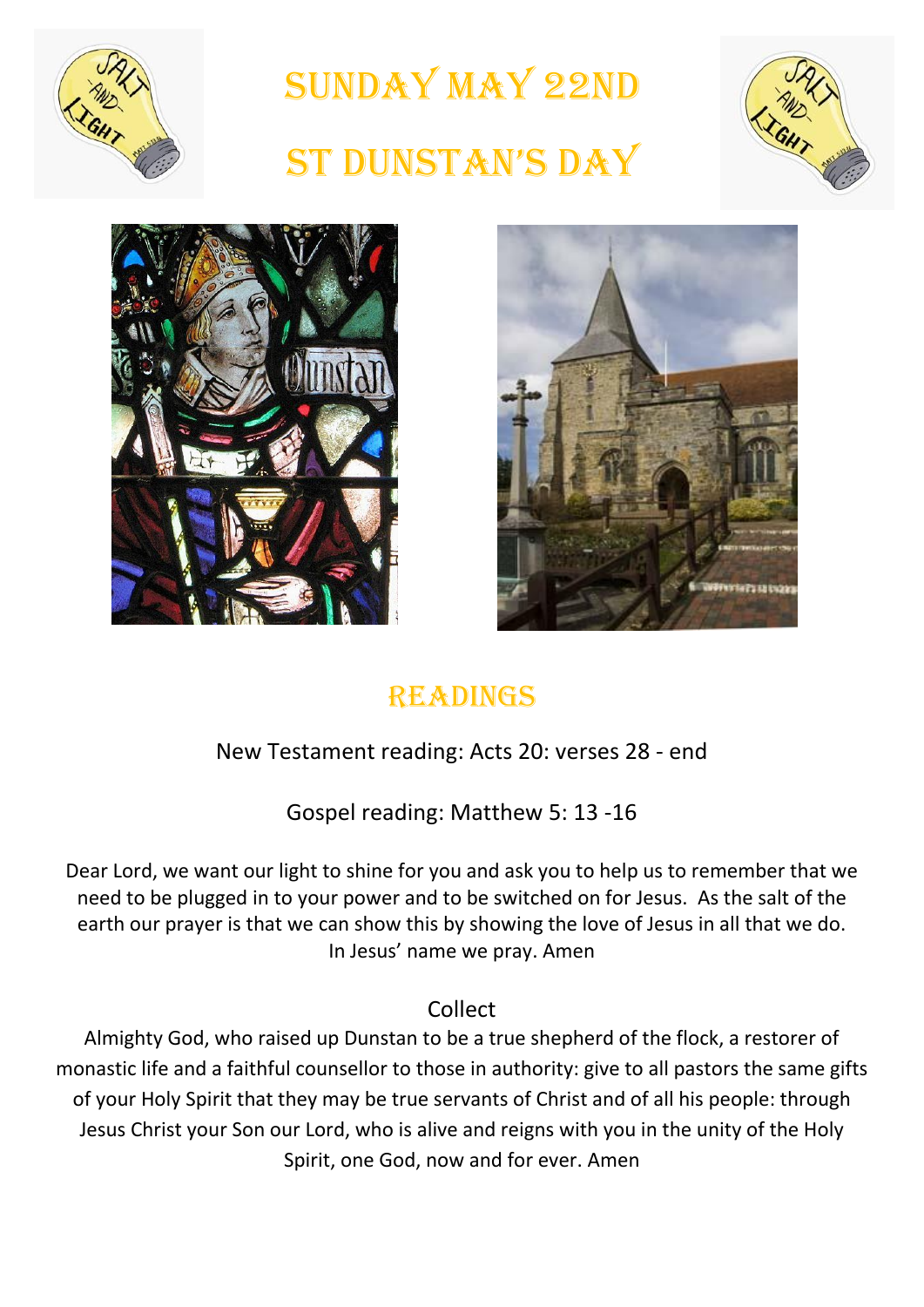# Sunday May 22nd

# St Dunstan's Day

## Readings

New Testament reading: Acts 20: verses 28 - end

Gospel reading: Matthew 5: 13 -16

Dear Lord, we want our light to shine for you and ask you to help us to remember that we need to be plugged in to your power and to be switched on for Jesus. As the salt of the earth our prayer is that we can show this by showing the love of Jesus in all that we do. In Jesus' name we pray. Amen

Collect

Almighty God, who raised up Dunstan to be a true shepherd of the flock, a restorer of monastic life and a faithful counsellor to those in authority: give to all pastors the same gifts of your Holy Spirit that they may be true servants of Christ and of all his people: through Jesus Christ your Son our Lord, who is alive and reigns with you in the unity of the Holy Spirit, one God, now and for ever. Amen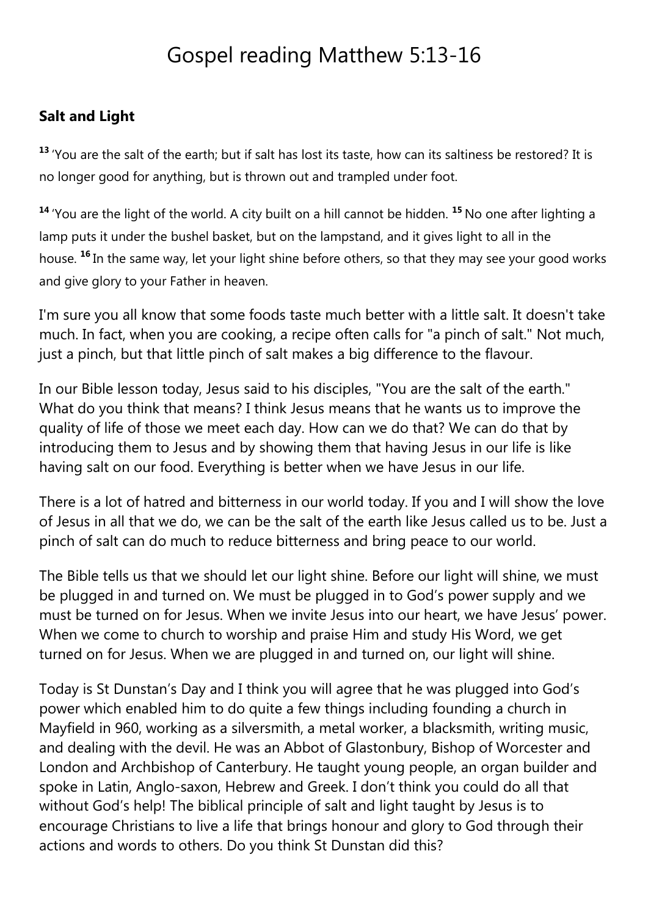# Gospel reading Matthew 5:13-16

## Salt and Light

[13] 'You are the salt of the earth; but if salt has lost its taste, how can its saltiness be restored? It is no longer good for anything, but is thrown out and trampled under foot.

[14] 'You are the light of the world. A city built on a hill cannot be hidden. [15] No one after lighting a lamp puts it under the bushel basket, but on the lampstand, and it gives light to all in the house. [16] In the same way, let your light shine before others, so that they may see your good works and give glory to your Father in heaven.

I'm sure you all know that some foods taste much better with a little salt. It doesn't take much. In fact, when you are cooking, a recipe often calls for "a pinch of salt." Not much, just a pinch, but that little pinch of salt makes a big difference to the flavour.

In our Bible lesson today, Jesus said to his disciples, "You are the salt of the earth." What do you think that means? I think Jesus means that he wants us to improve the quality of life of those we meet each day. How can we do that? We can do that by introducing them to Jesus and by showing them that having Jesus in our life is like having salt on our food. Everything is better when we have Jesus in our life.

There is a lot of hatred and bitterness in our world today. If you and I will show the love of Jesus in all that we do, we can be the salt of the earth like Jesus called us to be. Just a pinch of salt can do much to reduce bitterness and bring peace to our world.

The Bible tells us that we should let our light shine. Before our light will shine, we must be plugged in and turned on. We must be plugged in to God's power supply and we must be turned on for Jesus. When we invite Jesus into our heart, we have Jesus' power. When we come to church to worship and praise Him and study His Word, we get turned on for Jesus. When we are plugged in and turned on, our light will shine.

Today is St Dunstan's Day and I think you will agree that he was plugged into God's power which enabled him to do quite a few things including founding a church in Mayfield in 960, working as a silversmith, a metal worker, a blacksmith, writing music, and dealing with the devil. He was an Abbot of Glastonbury, Bishop of Worcester and London and Archbishop of Canterbury. He taught young people, an organ builder and spoke in Latin, Anglo-saxon, Hebrew and Greek. I don't think you could do all that without God's help! The biblical principle of salt and light taught by Jesus is to encourage Christians to live a life that brings honour and glory to God through their actions and words to others. Do you think St Dunstan did this?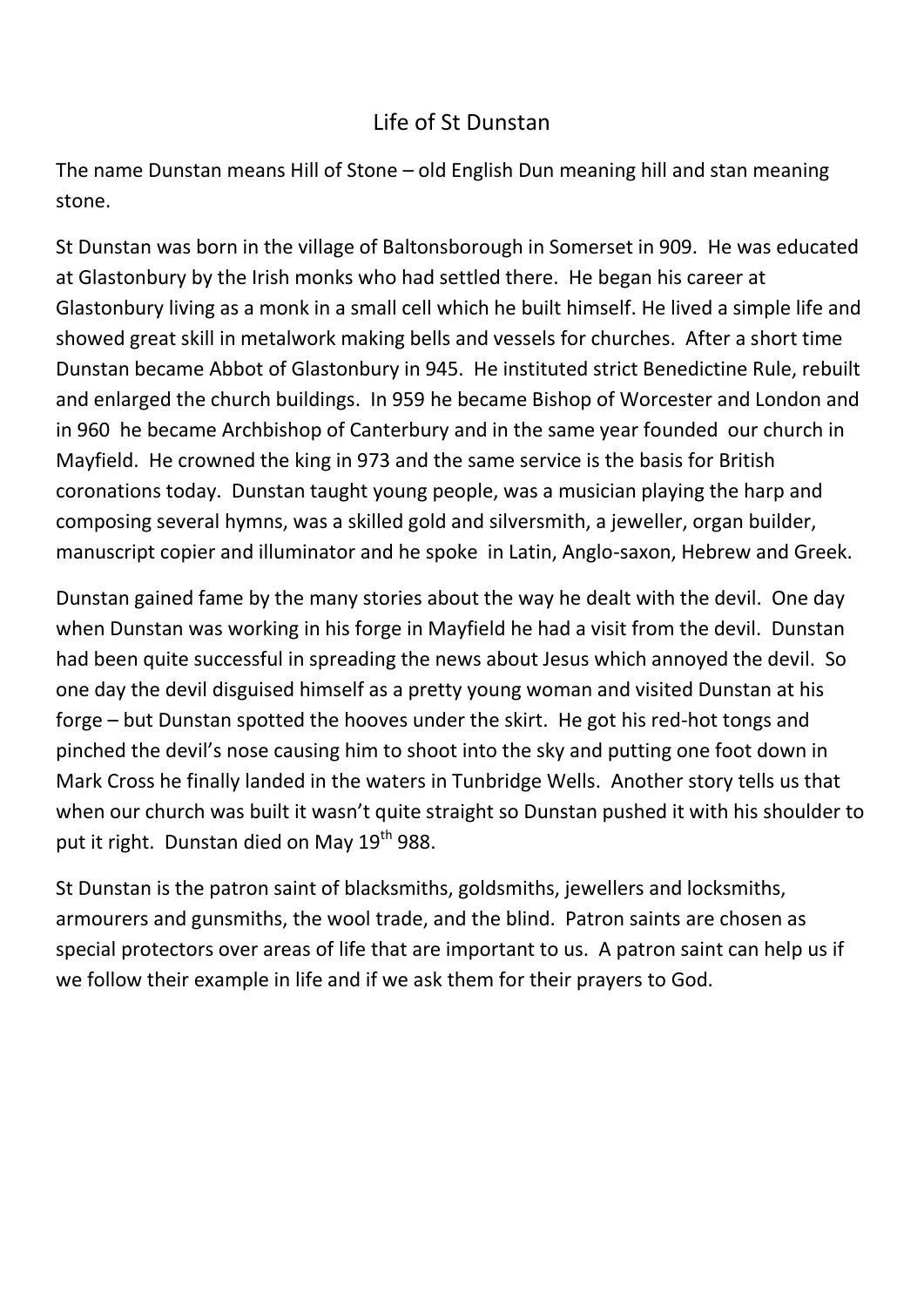# Life of St Dunstan

The name Dunstan means Hill of Stone – old English Dun meaning hill and stan meaning stone.

St Dunstan was born in the village of Baltonsborough in Somerset in 909. He was educated at Glastonbury by the Irish monks who had settled there. He began his career at Glastonbury living as a monk in a small cell which he built himself. He lived a simple life and showed great skill in metalwork making bells and vessels for churches. After a short time Dunstan became Abbot of Glastonbury in 945. He instituted strict Benedictine Rule, rebuilt and enlarged the church buildings. In 959 he became Bishop of Worcester and London and in 960 he became Archbishop of Canterbury and in the same year founded our church in Mayfield. He crowned the king in 973 and the same service is the basis for British coronations today. Dunstan taught young people, was a musician playing the harp and composing several hymns, was a skilled gold and silversmith, a jeweller, organ builder, manuscript copier and illuminator and he spoke in Latin, Anglo-saxon, Hebrew and Greek.

Dunstan gained fame by the many stories about the way he dealt with the devil. One day when Dunstan was working in his forge in Mayfield he had a visit from the devil. Dunstan had been quite successful in spreading the news about Jesus which annoyed the devil. So one day the devil disguised himself as a pretty young woman and visited Dunstan at his forge – but Dunstan spotted the hooves under the skirt. He got his red-hot tongs and pinched the devil's nose causing him to shoot into the sky and putting one foot down in Mark Cross he finally landed in the waters in Tunbridge Wells. Another story tells us that when our church was built it wasn't quite straight so Dunstan pushed it with his shoulder to put it right. Dunstan died on May 19th 988.

St Dunstan is the patron saint of blacksmiths, goldsmiths, jewellers and locksmiths, armourers and gunsmiths, the wool trade, and the blind. Patron saints are chosen as special protectors over areas of life that are important to us. A patron saint can help us if we follow their example in life and if we ask them for their prayers to God.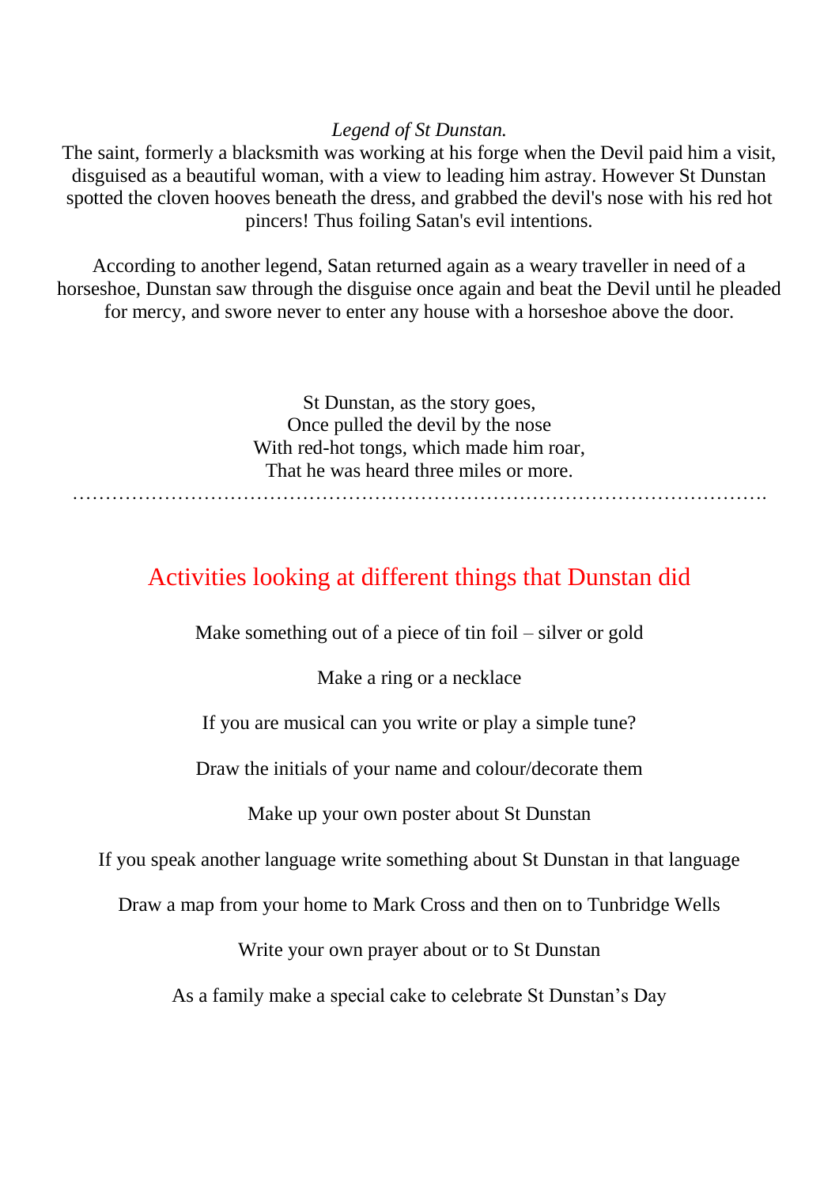*Legend of St Dunstan.*

The saint, formerly a blacksmith was working at his forge when the Devil paid him a visit, disguised as a beautiful woman, with a view to leading him astray. However St Dunstan spotted the cloven hooves beneath the dress, and grabbed the devil's nose with his red hot pincers! Thus foiling Satan's evil intentions.

According to another legend, Satan returned again as a weary traveller in need of a horseshoe, Dunstan saw through the disguise once again and beat the Devil until he pleaded for mercy, and swore never to enter any house with a horseshoe above the door.

St Dunstan, as the story goes,
Once pulled the devil by the nose
With red-hot tongs, which made him roar,
That he was heard three miles or more.

…………………………………………………………………………………………….

## Activities looking at different things that Dunstan did

Make something out of a piece of tin foil – silver or gold

Make a ring or a necklace

If you are musical can you write or play a simple tune?

Draw the initials of your name and colour/decorate them

Make up your own poster about St Dunstan

If you speak another language write something about St Dunstan in that language

Draw a map from your home to Mark Cross and then on to Tunbridge Wells

Write your own prayer about or to St Dunstan

As a family make a special cake to celebrate St Dunstan's Day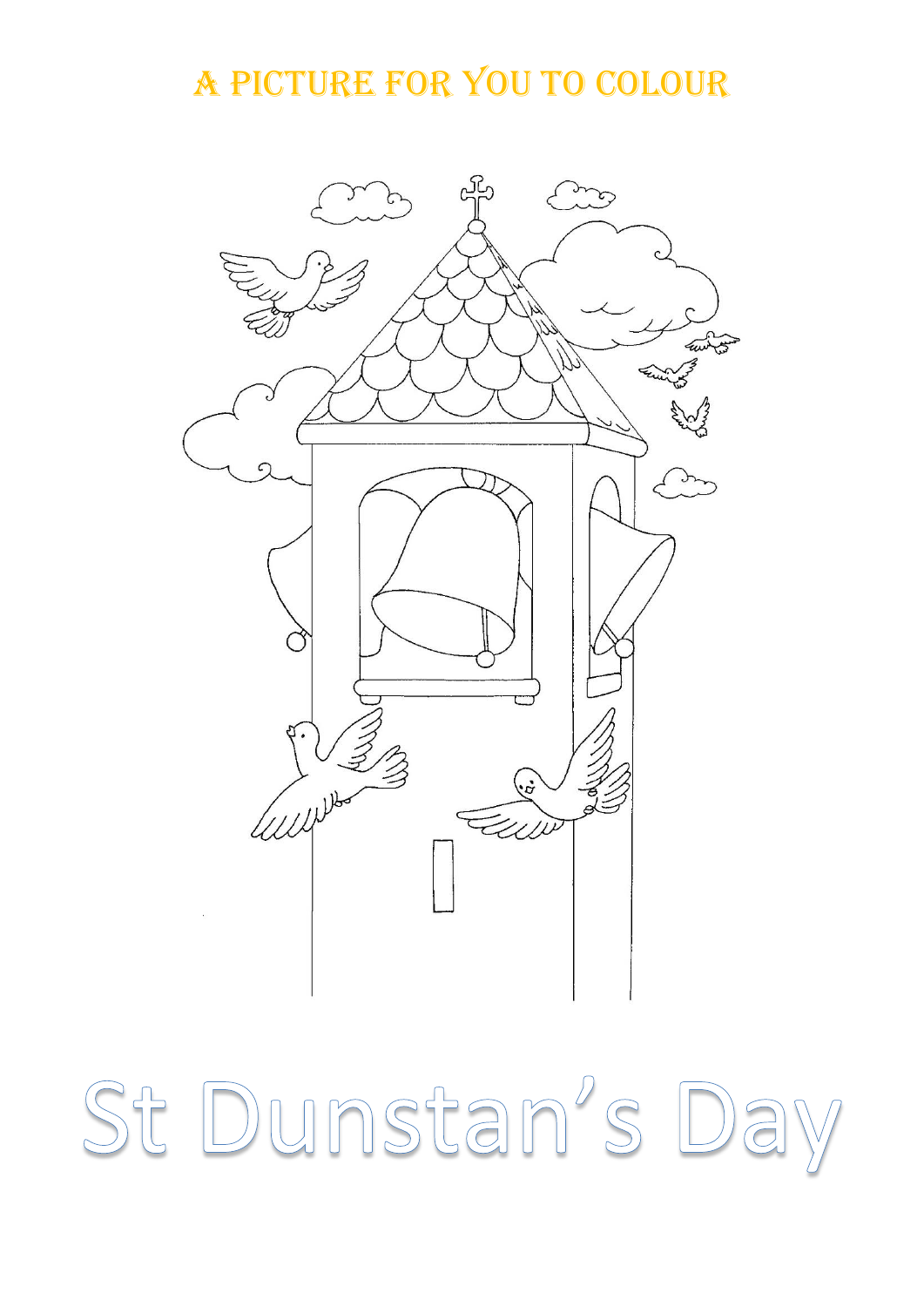# A Picture for You to Colour

# St Dunstan's Day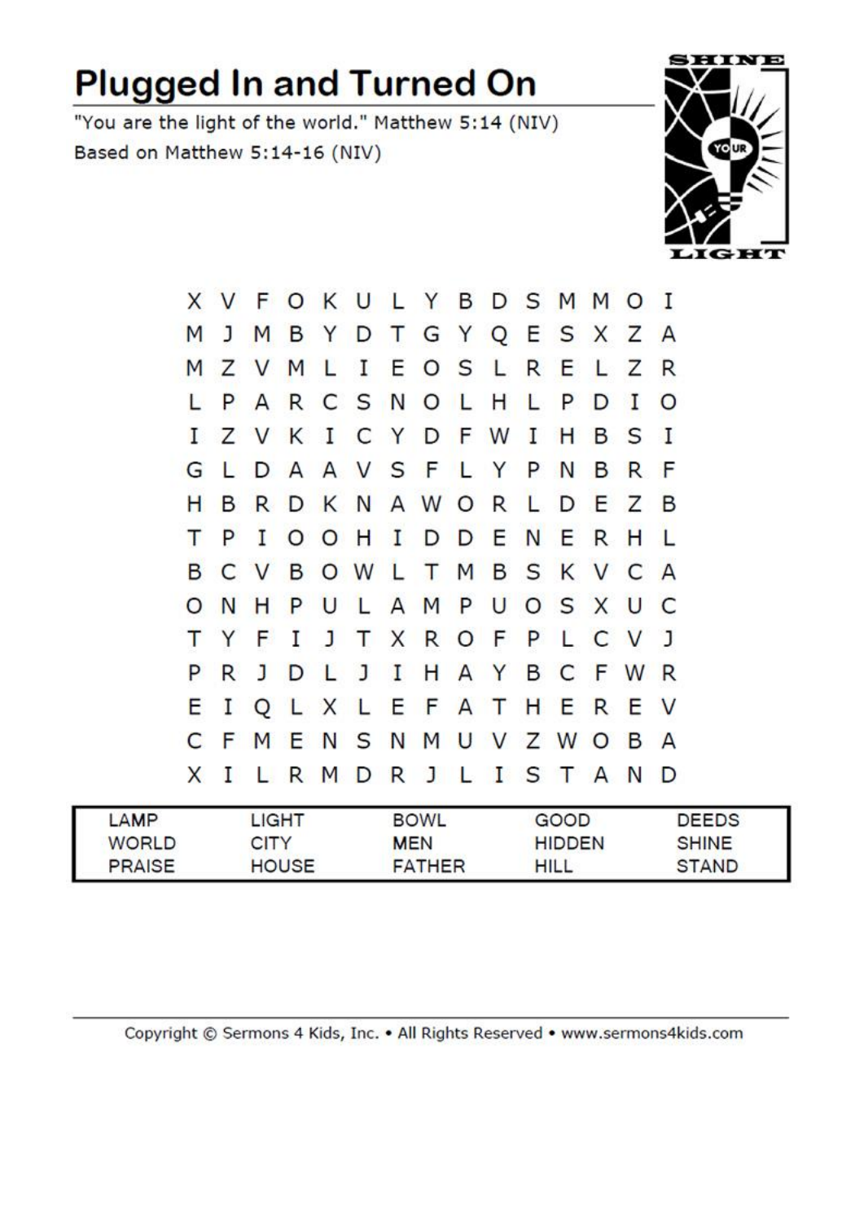# Plugged In and Turned On

"You are the light of the world." Matthew 5:14 (NIV)

Based on Matthew 5:14-16 (NIV)

```
X V F O K U L Y B D S M M O I
M J M B Y D T G Y Q E S X Z A
M Z V M L I E O S L R E L Z R
L P A R C S N O L H L P D I O
I Z V K I C Y D F W I H B S I
G L D A A V S F L Y P N B R F
H B R D K N A W O R L D E Z B
T P I O O H I D D E N E R H L
B C V B O W L T M B S K V C A
O N H P U L A M P U O S X U C
T Y F I J T X R O F P L C V J
P R J D L J I H A Y B C F W R
E I Q L X L E F A T H E R E V
C F M E N S N M U V Z W O B A
X I L R M D R J L I S T A N D
```

| | | | | |
|---|---|---|---|---|
| LAMP | LIGHT | BOWL | GOOD | DEEDS |
| WORLD | CITY | MEN | HIDDEN | SHINE |
| PRAISE | HOUSE | FATHER | HILL | STAND |

Copyright © Sermons 4 Kids, Inc. • All Rights Reserved • www.sermons4kids.com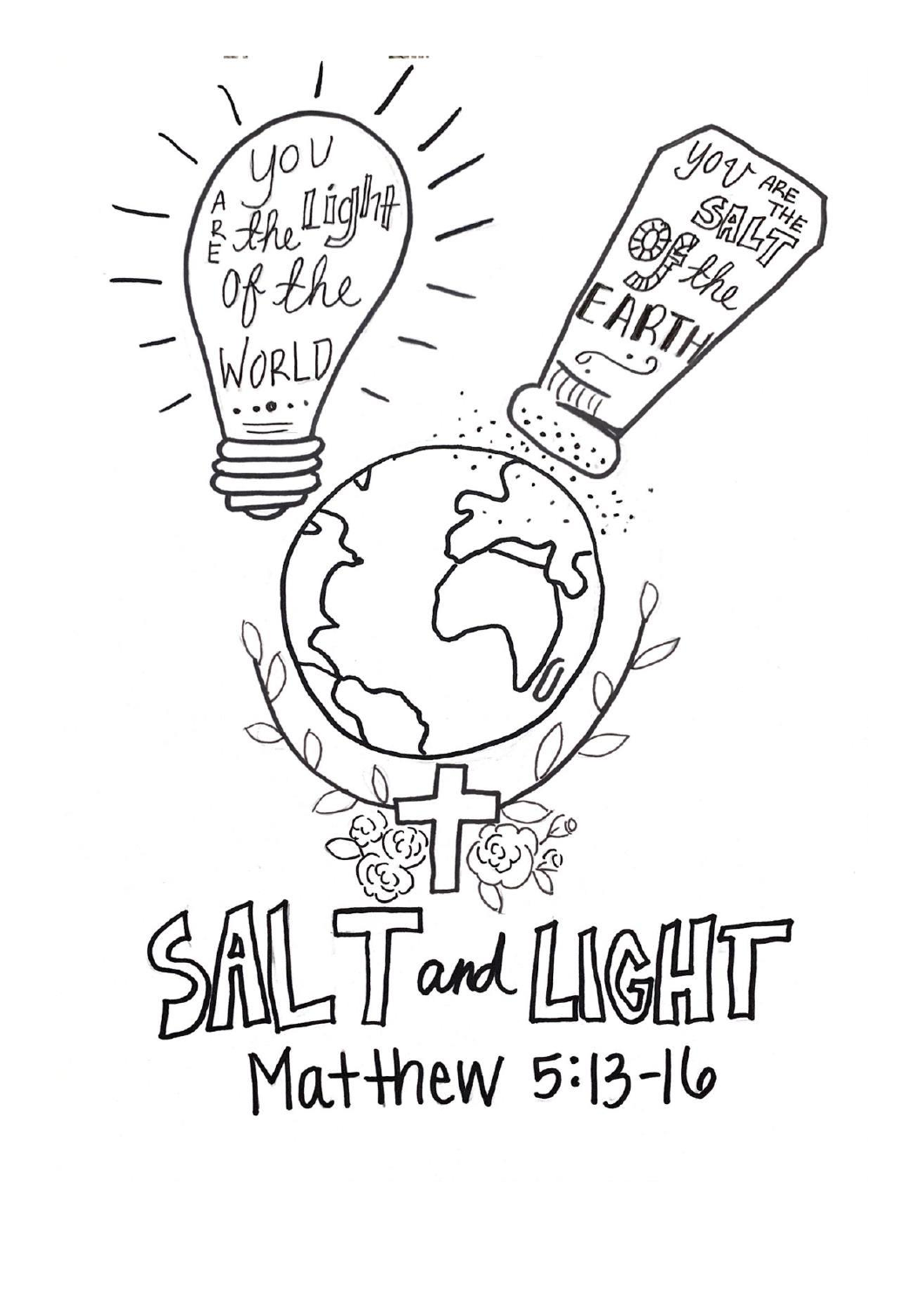You are the Light of the World

You are the Salt of the Earth

# SALT and LIGHT

Matthew 5:13-16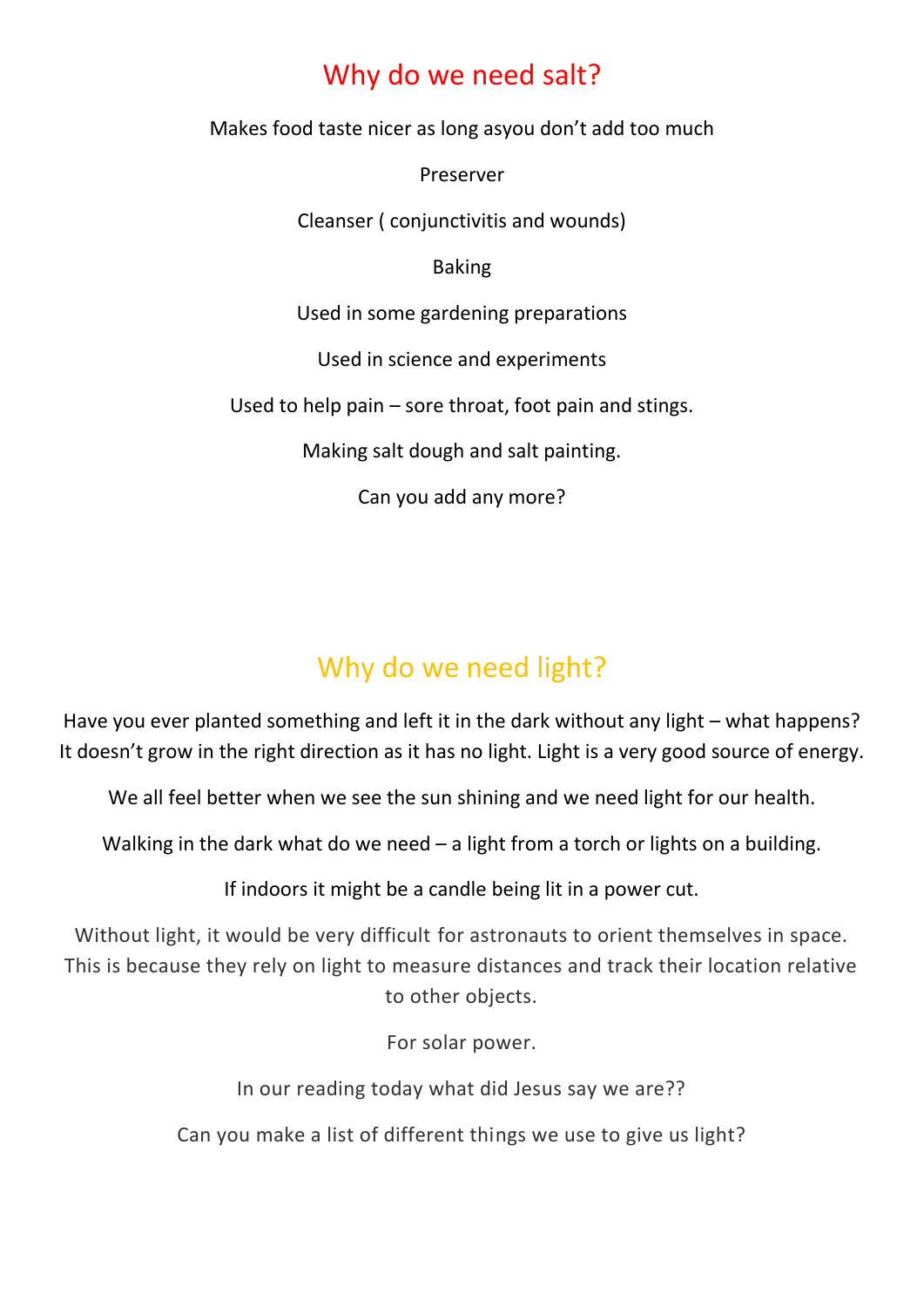## Why do we need salt?

Makes food taste nicer as long asyou don't add too much

Preserver

Cleanser ( conjunctivitis and wounds)

Baking

Used in some gardening preparations

Used in science and experiments

Used to help pain – sore throat, foot pain and stings.

Making salt dough and salt painting.

Can you add any more?

## Why do we need light?

Have you ever planted something and left it in the dark without any light – what happens? It doesn't grow in the right direction as it has no light. Light is a very good source of energy.

We all feel better when we see the sun shining and we need light for our health.

Walking in the dark what do we need – a light from a torch or lights on a building.

If indoors it might be a candle being lit in a power cut.

Without light, it would be very difficult for astronauts to orient themselves in space. This is because they rely on light to measure distances and track their location relative to other objects.

For solar power.

In our reading today what did Jesus say we are??

Can you make a list of different things we use to give us light?